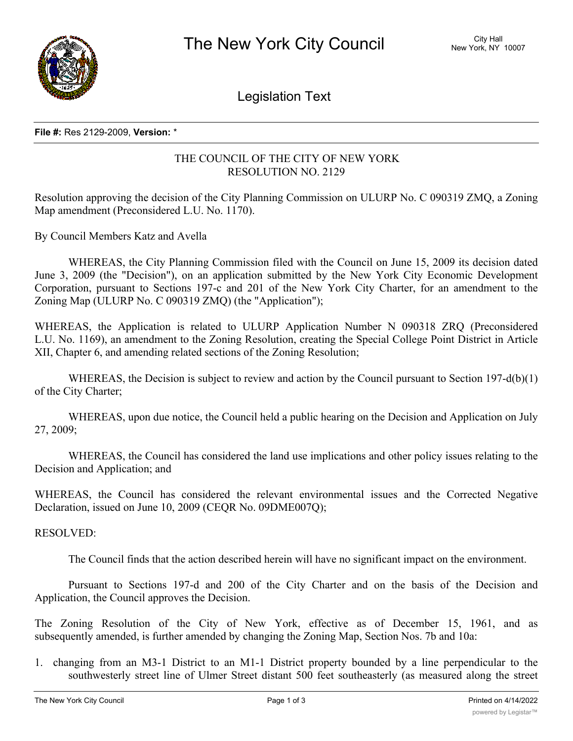# The New York City Council

City Hall
New York, NY 10007

## Legislation Text

**File #:** Res 2129-2009, **Version:** *

THE COUNCIL OF THE CITY OF NEW YORK
RESOLUTION NO. 2129

Resolution approving the decision of the City Planning Commission on ULURP No. C 090319 ZMQ, a Zoning Map amendment (Preconsidered L.U. No. 1170).

By Council Members Katz and Avella

WHEREAS, the City Planning Commission filed with the Council on June 15, 2009 its decision dated June 3, 2009 (the "Decision"), on an application submitted by the New York City Economic Development Corporation, pursuant to Sections 197-c and 201 of the New York City Charter, for an amendment to the Zoning Map (ULURP No. C 090319 ZMQ) (the "Application");

WHEREAS, the Application is related to ULURP Application Number N 090318 ZRQ (Preconsidered L.U. No. 1169), an amendment to the Zoning Resolution, creating the Special College Point District in Article XII, Chapter 6, and amending related sections of the Zoning Resolution;

WHEREAS, the Decision is subject to review and action by the Council pursuant to Section 197-d(b)(1) of the City Charter;

WHEREAS, upon due notice, the Council held a public hearing on the Decision and Application on July 27, 2009;

WHEREAS, the Council has considered the land use implications and other policy issues relating to the Decision and Application; and

WHEREAS, the Council has considered the relevant environmental issues and the Corrected Negative Declaration, issued on June 10, 2009 (CEQR No. 09DME007Q);

RESOLVED:

The Council finds that the action described herein will have no significant impact on the environment.

Pursuant to Sections 197-d and 200 of the City Charter and on the basis of the Decision and Application, the Council approves the Decision.

The Zoning Resolution of the City of New York, effective as of December 15, 1961, and as subsequently amended, is further amended by changing the Zoning Map, Section Nos. 7b and 10a:

1. changing from an M3-1 District to an M1-1 District property bounded by a line perpendicular to the southwesterly street line of Ulmer Street distant 500 feet southeasterly (as measured along the street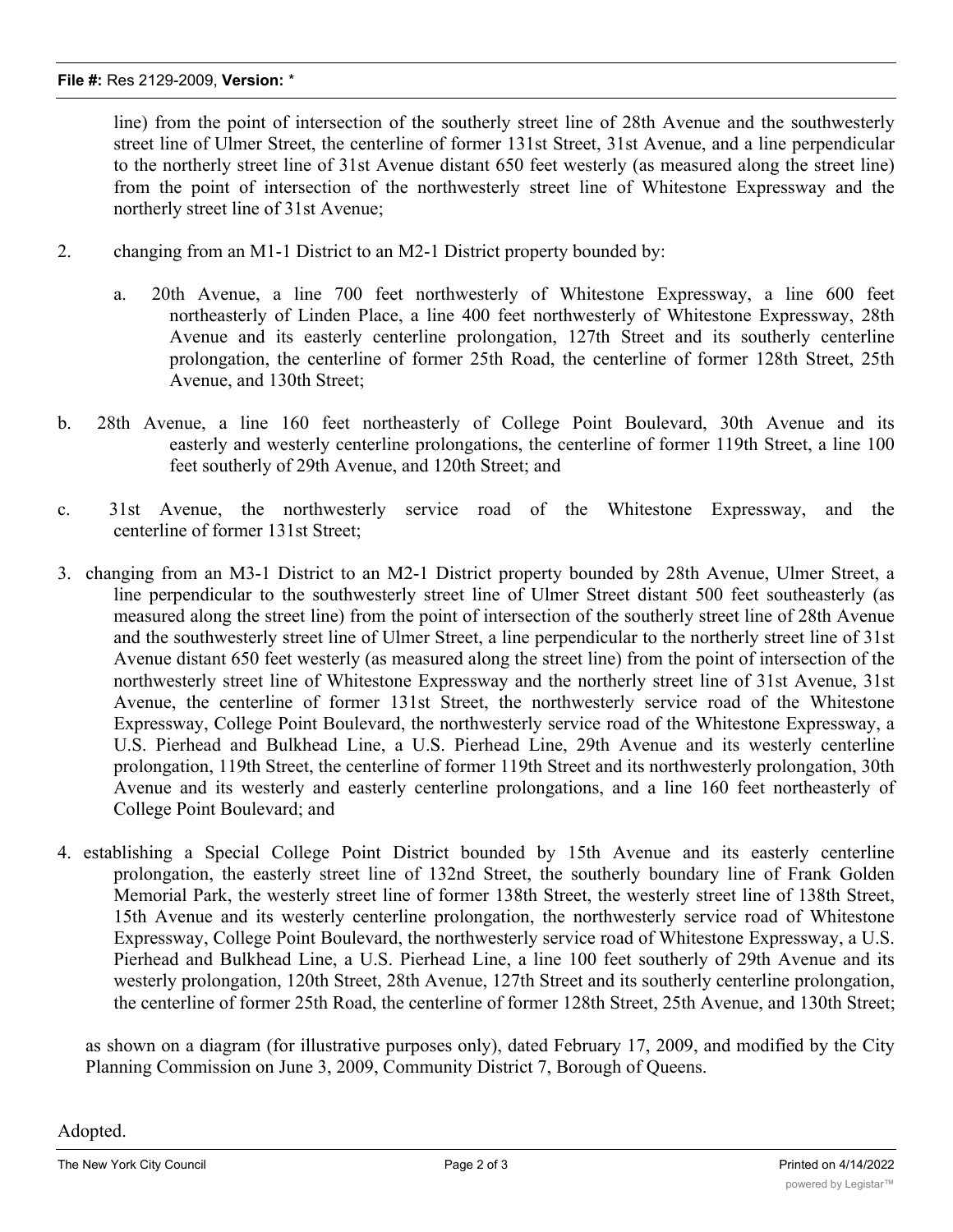line) from the point of intersection of the southerly street line of 28th Avenue and the southwesterly street line of Ulmer Street, the centerline of former 131st Street, 31st Avenue, and a line perpendicular to the northerly street line of 31st Avenue distant 650 feet westerly (as measured along the street line) from the point of intersection of the northwesterly street line of Whitestone Expressway and the northerly street line of 31st Avenue;

2. changing from an M1-1 District to an M2-1 District property bounded by:

   a. 20th Avenue, a line 700 feet northwesterly of Whitestone Expressway, a line 600 feet northeasterly of Linden Place, a line 400 feet northwesterly of Whitestone Expressway, 28th Avenue and its easterly centerline prolongation, 127th Street and its southerly centerline prolongation, the centerline of former 25th Road, the centerline of former 128th Street, 25th Avenue, and 130th Street;

   b. 28th Avenue, a line 160 feet northeasterly of College Point Boulevard, 30th Avenue and its easterly and westerly centerline prolongations, the centerline of former 119th Street, a line 100 feet southerly of 29th Avenue, and 120th Street; and

   c. 31st Avenue, the northwesterly service road of the Whitestone Expressway, and the centerline of former 131st Street;

3. changing from an M3-1 District to an M2-1 District property bounded by 28th Avenue, Ulmer Street, a line perpendicular to the southwesterly street line of Ulmer Street distant 500 feet southeasterly (as measured along the street line) from the point of intersection of the southerly street line of 28th Avenue and the southwesterly street line of Ulmer Street, a line perpendicular to the northerly street line of 31st Avenue distant 650 feet westerly (as measured along the street line) from the point of intersection of the northwesterly street line of Whitestone Expressway and the northerly street line of 31st Avenue, 31st Avenue, the centerline of former 131st Street, the northwesterly service road of the Whitestone Expressway, College Point Boulevard, the northwesterly service road of the Whitestone Expressway, a U.S. Pierhead and Bulkhead Line, a U.S. Pierhead Line, 29th Avenue and its westerly centerline prolongation, 119th Street, the centerline of former 119th Street and its northwesterly prolongation, 30th Avenue and its westerly and easterly centerline prolongations, and a line 160 feet northeasterly of College Point Boulevard; and

4. establishing a Special College Point District bounded by 15th Avenue and its easterly centerline prolongation, the easterly street line of 132nd Street, the southerly boundary line of Frank Golden Memorial Park, the westerly street line of former 138th Street, the westerly street line of 138th Street, 15th Avenue and its westerly centerline prolongation, the northwesterly service road of Whitestone Expressway, College Point Boulevard, the northwesterly service road of Whitestone Expressway, a U.S. Pierhead and Bulkhead Line, a U.S. Pierhead Line, a line 100 feet southerly of 29th Avenue and its westerly prolongation, 120th Street, 28th Avenue, 127th Street and its southerly centerline prolongation, the centerline of former 25th Road, the centerline of former 128th Street, 25th Avenue, and 130th Street;

as shown on a diagram (for illustrative purposes only), dated February 17, 2009, and modified by the City Planning Commission on June 3, 2009, Community District 7, Borough of Queens.

Adopted.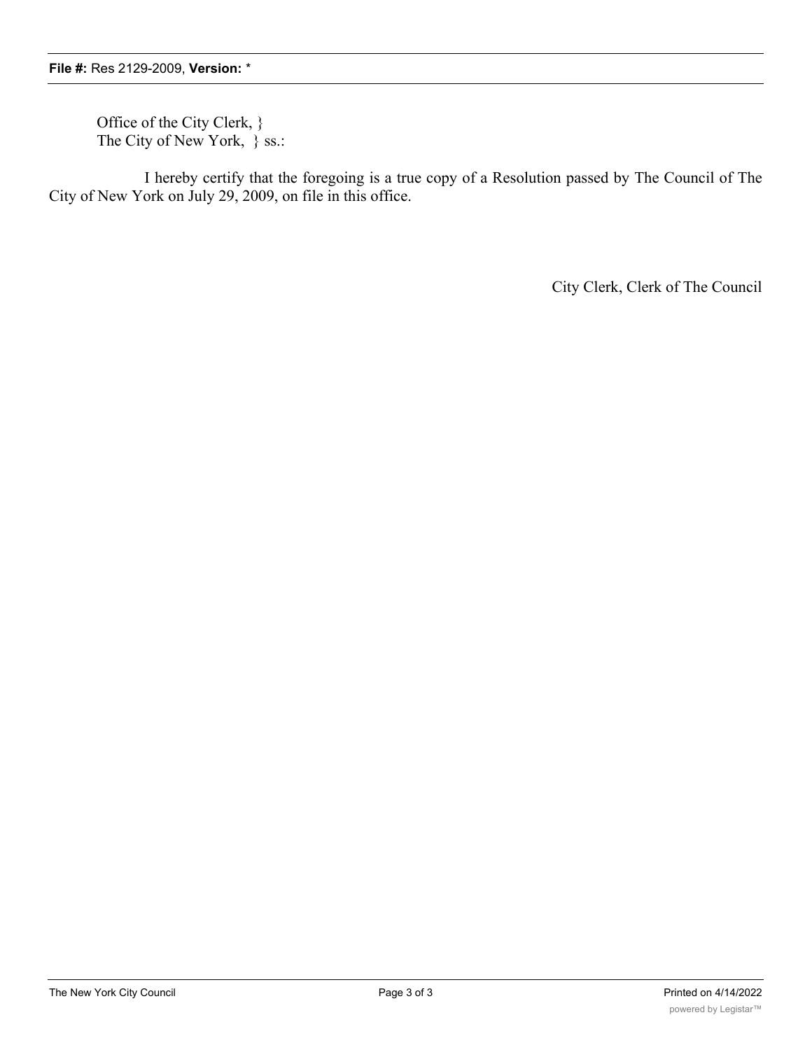Office of the City Clerk, }
The City of New York, } ss.:

I hereby certify that the foregoing is a true copy of a Resolution passed by The Council of The City of New York on July 29, 2009, on file in this office.

City Clerk, Clerk of The Council